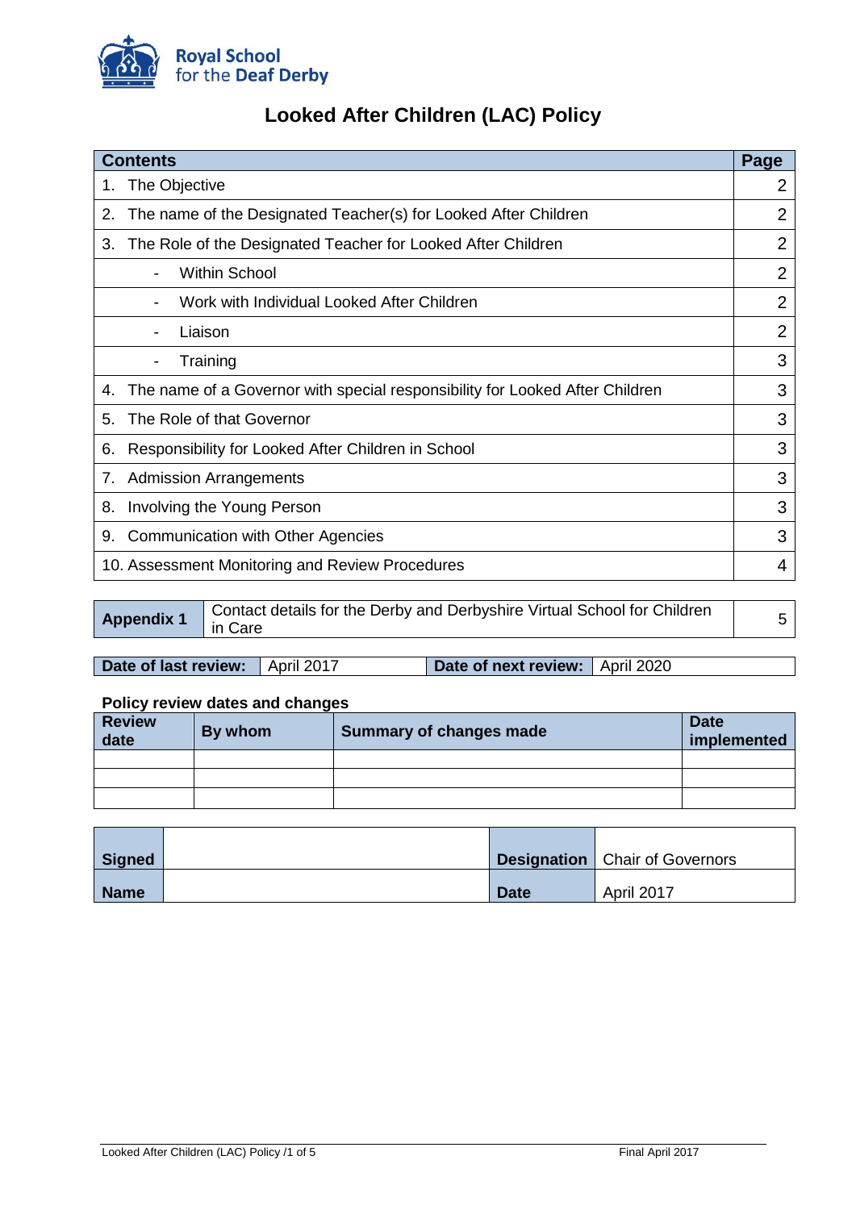Royal School for the Deaf Derby

# Looked After Children (LAC) Policy

| Contents | Page |
|---|---|
| 1. The Objective | 2 |
| 2. The name of the Designated Teacher(s) for Looked After Children | 2 |
| 3. The Role of the Designated Teacher for Looked After Children | 2 |
| - Within School | 2 |
| - Work with Individual Looked After Children | 2 |
| - Liaison | 2 |
| - Training | 3 |
| 4. The name of a Governor with special responsibility for Looked After Children | 3 |
| 5. The Role of that Governor | 3 |
| 6. Responsibility for Looked After Children in School | 3 |
| 7. Admission Arrangements | 3 |
| 8. Involving the Young Person | 3 |
| 9. Communication with Other Agencies | 3 |
| 10. Assessment Monitoring and Review Procedures | 4 |

| **Appendix 1** | Contact details for the Derby and Derbyshire Virtual School for Children in Care | 5 |
|---|---|---|

| **Date of last review:** | April 2017 | **Date of next review:** | April 2020 |
|---|---|---|---|

**Policy review dates and changes**

| Review date | By whom | Summary of changes made | Date implemented |
|---|---|---|---|
| | | | |
| | | | |
| | | | |

| **Signed** | | **Designation** | Chair of Governors |
|---|---|---|---|
| **Name** | | **Date** | April 2017 |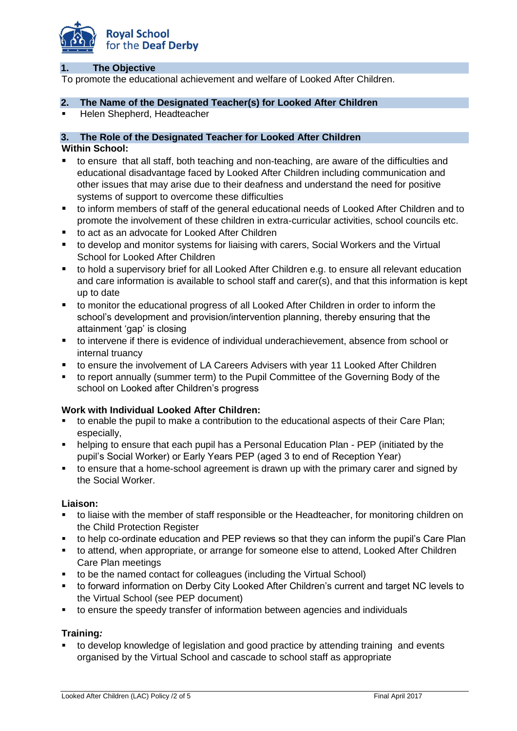## 1. The Objective

To promote the educational achievement and welfare of Looked After Children.

## 2. The Name of the Designated Teacher(s) for Looked After Children

- Helen Shepherd, Headteacher

## 3. The Role of the Designated Teacher for Looked After Children

**Within School:**

- to ensure that all staff, both teaching and non-teaching, are aware of the difficulties and educational disadvantage faced by Looked After Children including communication and other issues that may arise due to their deafness and understand the need for positive systems of support to overcome these difficulties
- to inform members of staff of the general educational needs of Looked After Children and to promote the involvement of these children in extra-curricular activities, school councils etc.
- to act as an advocate for Looked After Children
- to develop and monitor systems for liaising with carers, Social Workers and the Virtual School for Looked After Children
- to hold a supervisory brief for all Looked After Children e.g. to ensure all relevant education and care information is available to school staff and carer(s), and that this information is kept up to date
- to monitor the educational progress of all Looked After Children in order to inform the school's development and provision/intervention planning, thereby ensuring that the attainment 'gap' is closing
- to intervene if there is evidence of individual underachievement, absence from school or internal truancy
- to ensure the involvement of LA Careers Advisers with year 11 Looked After Children
- to report annually (summer term) to the Pupil Committee of the Governing Body of the school on Looked after Children's progress

**Work with Individual Looked After Children:**

- to enable the pupil to make a contribution to the educational aspects of their Care Plan; especially,
- helping to ensure that each pupil has a Personal Education Plan - PEP (initiated by the pupil's Social Worker) or Early Years PEP (aged 3 to end of Reception Year)
- to ensure that a home-school agreement is drawn up with the primary carer and signed by the Social Worker.

**Liaison:**

- to liaise with the member of staff responsible or the Headteacher, for monitoring children on the Child Protection Register
- to help co-ordinate education and PEP reviews so that they can inform the pupil's Care Plan
- to attend, when appropriate, or arrange for someone else to attend, Looked After Children Care Plan meetings
- to be the named contact for colleagues (including the Virtual School)
- to forward information on Derby City Looked After Children's current and target NC levels to the Virtual School (see PEP document)
- to ensure the speedy transfer of information between agencies and individuals

**Training*:***

- to develop knowledge of legislation and good practice by attending training and events organised by the Virtual School and cascade to school staff as appropriate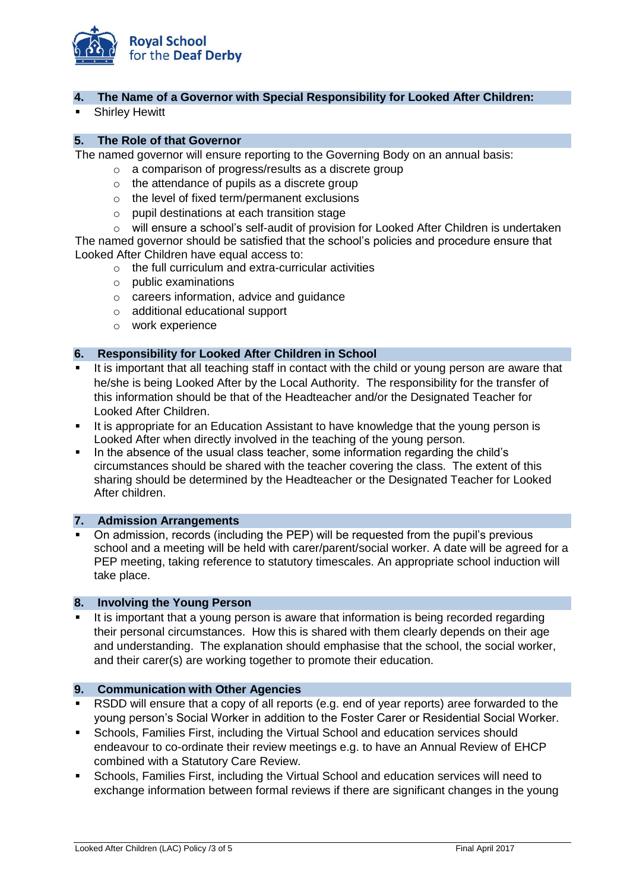## 4. The Name of a Governor with Special Responsibility for Looked After Children:

- Shirley Hewitt

## 5. The Role of that Governor

The named governor will ensure reporting to the Governing Body on an annual basis:

- a comparison of progress/results as a discrete group
- the attendance of pupils as a discrete group
- the level of fixed term/permanent exclusions
- pupil destinations at each transition stage
- will ensure a school's self-audit of provision for Looked After Children is undertaken

The named governor should be satisfied that the school's policies and procedure ensure that Looked After Children have equal access to:

- the full curriculum and extra-curricular activities
- public examinations
- careers information, advice and guidance
- additional educational support
- work experience

## 6. Responsibility for Looked After Children in School

- It is important that all teaching staff in contact with the child or young person are aware that he/she is being Looked After by the Local Authority. The responsibility for the transfer of this information should be that of the Headteacher and/or the Designated Teacher for Looked After Children.
- It is appropriate for an Education Assistant to have knowledge that the young person is Looked After when directly involved in the teaching of the young person.
- In the absence of the usual class teacher, some information regarding the child's circumstances should be shared with the teacher covering the class. The extent of this sharing should be determined by the Headteacher or the Designated Teacher for Looked After children.

## 7. Admission Arrangements

- On admission, records (including the PEP) will be requested from the pupil's previous school and a meeting will be held with carer/parent/social worker. A date will be agreed for a PEP meeting, taking reference to statutory timescales. An appropriate school induction will take place.

## 8. Involving the Young Person

- It is important that a young person is aware that information is being recorded regarding their personal circumstances. How this is shared with them clearly depends on their age and understanding. The explanation should emphasise that the school, the social worker, and their carer(s) are working together to promote their education.

## 9. Communication with Other Agencies

- RSDD will ensure that a copy of all reports (e.g. end of year reports) aree forwarded to the young person's Social Worker in addition to the Foster Carer or Residential Social Worker.
- Schools, Families First, including the Virtual School and education services should endeavour to co-ordinate their review meetings e.g. to have an Annual Review of EHCP combined with a Statutory Care Review.
- Schools, Families First, including the Virtual School and education services will need to exchange information between formal reviews if there are significant changes in the young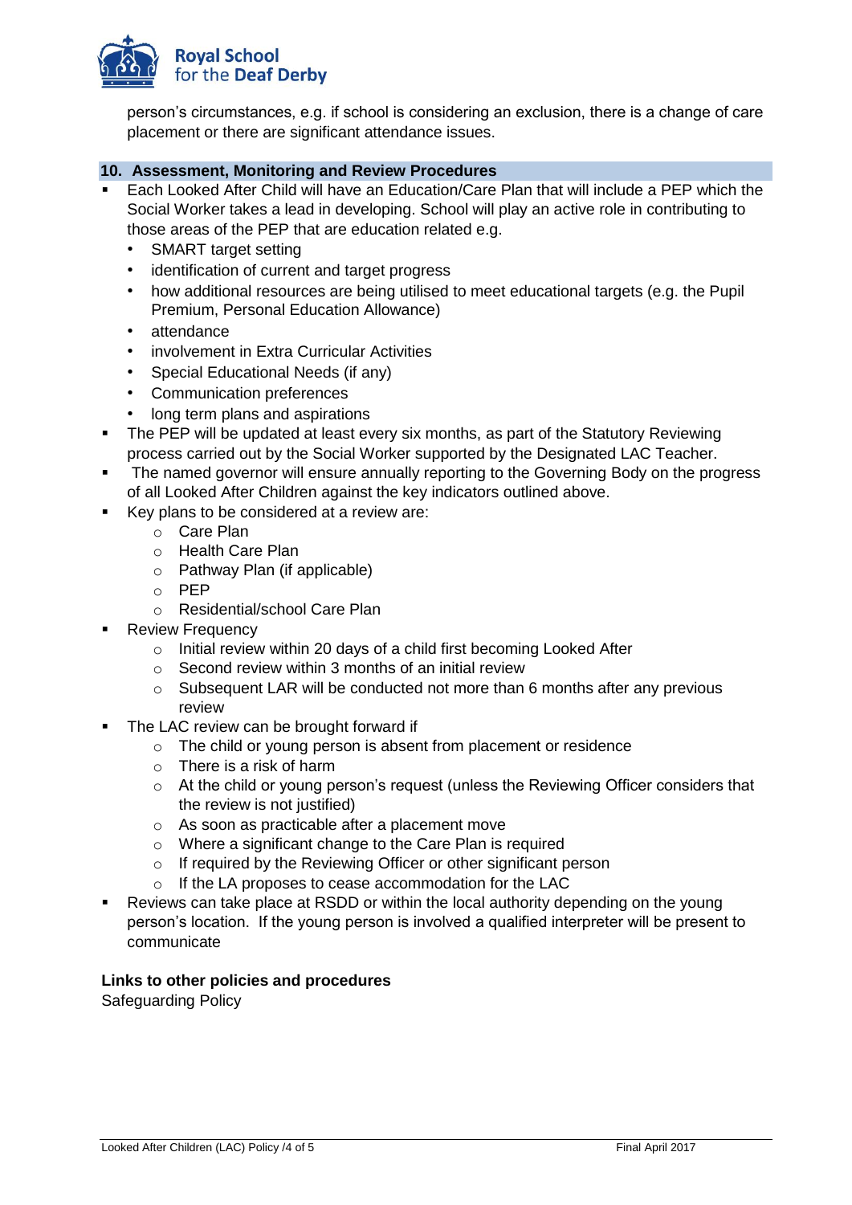person's circumstances, e.g. if school is considering an exclusion, there is a change of care placement or there are significant attendance issues.

## 10. Assessment, Monitoring and Review Procedures

- Each Looked After Child will have an Education/Care Plan that will include a PEP which the Social Worker takes a lead in developing. School will play an active role in contributing to those areas of the PEP that are education related e.g.
  - SMART target setting
  - identification of current and target progress
  - how additional resources are being utilised to meet educational targets (e.g. the Pupil Premium, Personal Education Allowance)
  - attendance
  - involvement in Extra Curricular Activities
  - Special Educational Needs (if any)
  - Communication preferences
  - long term plans and aspirations
- The PEP will be updated at least every six months, as part of the Statutory Reviewing process carried out by the Social Worker supported by the Designated LAC Teacher.
- The named governor will ensure annually reporting to the Governing Body on the progress of all Looked After Children against the key indicators outlined above.
- Key plans to be considered at a review are:
  - Care Plan
  - Health Care Plan
  - Pathway Plan (if applicable)
  - PEP
  - Residential/school Care Plan
- Review Frequency
  - Initial review within 20 days of a child first becoming Looked After
  - Second review within 3 months of an initial review
  - Subsequent LAR will be conducted not more than 6 months after any previous review
- The LAC review can be brought forward if
  - The child or young person is absent from placement or residence
  - There is a risk of harm
  - At the child or young person's request (unless the Reviewing Officer considers that the review is not justified)
  - As soon as practicable after a placement move
  - Where a significant change to the Care Plan is required
  - If required by the Reviewing Officer or other significant person
  - If the LA proposes to cease accommodation for the LAC
- Reviews can take place at RSDD or within the local authority depending on the young person's location. If the young person is involved a qualified interpreter will be present to communicate

**Links to other policies and procedures**

Safeguarding Policy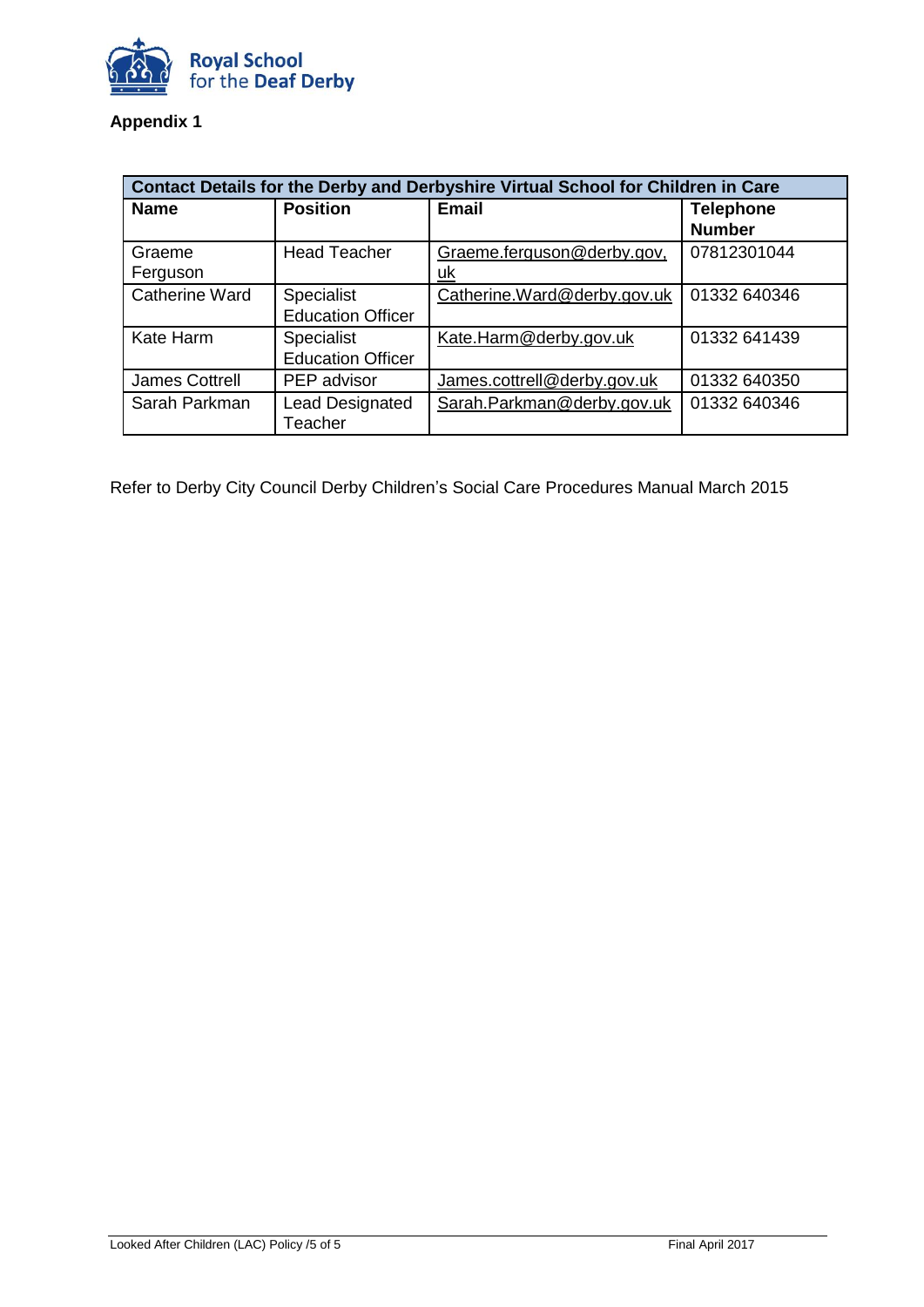**Appendix 1**

| Contact Details for the Derby and Derbyshire Virtual School for Children in Care | | | |
|---|---|---|---|
| **Name** | **Position** | **Email** | **Telephone Number** |
| Graeme Ferguson | Head Teacher | Graeme.ferguson@derby.gov,uk | 07812301044 |
| Catherine Ward | Specialist Education Officer | Catherine.Ward@derby.gov.uk | 01332 640346 |
| Kate Harm | Specialist Education Officer | Kate.Harm@derby.gov.uk | 01332 641439 |
| James Cottrell | PEP advisor | James.cottrell@derby.gov.uk | 01332 640350 |
| Sarah Parkman | Lead Designated Teacher | Sarah.Parkman@derby.gov.uk | 01332 640346 |

Refer to Derby City Council Derby Children's Social Care Procedures Manual March 2015